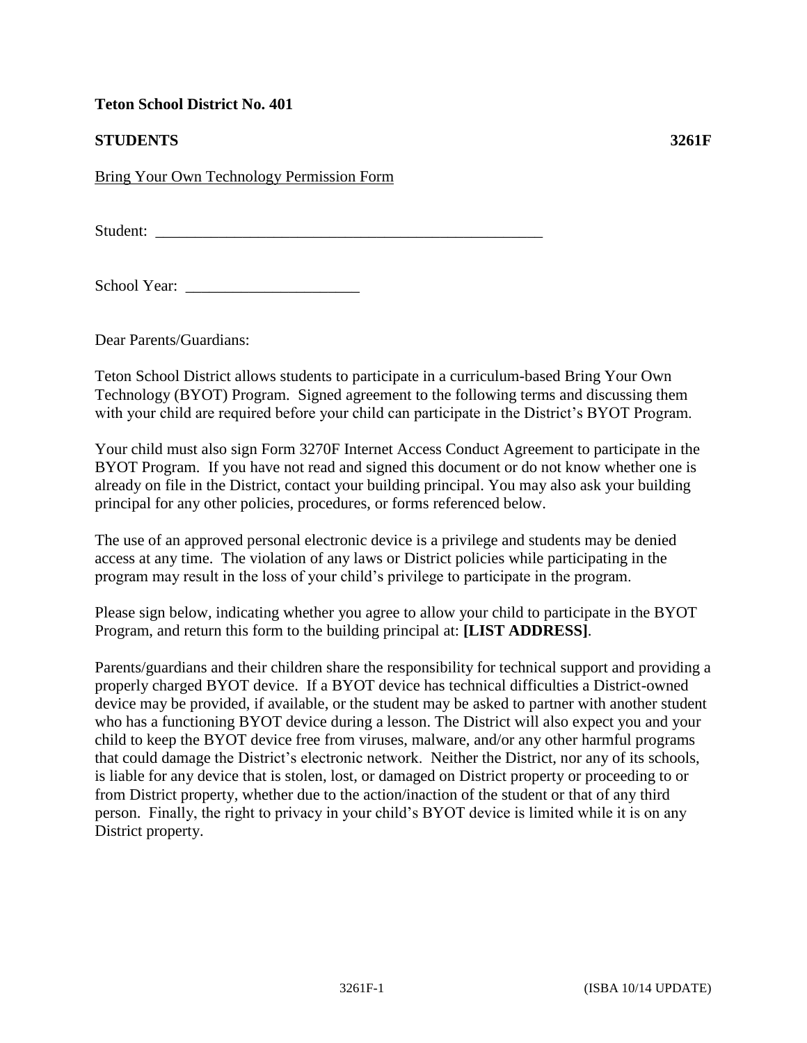**Teton School District No. 401**

**STUDENTS** **3261F**

Bring Your Own Technology Permission Form

Student: ___________________________________________________

School Year: ______________________

Dear Parents/Guardians:

Teton School District allows students to participate in a curriculum-based Bring Your Own Technology (BYOT) Program. Signed agreement to the following terms and discussing them with your child are required before your child can participate in the District's BYOT Program.

Your child must also sign Form 3270F Internet Access Conduct Agreement to participate in the BYOT Program. If you have not read and signed this document or do not know whether one is already on file in the District, contact your building principal. You may also ask your building principal for any other policies, procedures, or forms referenced below.

The use of an approved personal electronic device is a privilege and students may be denied access at any time. The violation of any laws or District policies while participating in the program may result in the loss of your child's privilege to participate in the program.

Please sign below, indicating whether you agree to allow your child to participate in the BYOT Program, and return this form to the building principal at: **[LIST ADDRESS]**.

Parents/guardians and their children share the responsibility for technical support and providing a properly charged BYOT device. If a BYOT device has technical difficulties a District-owned device may be provided, if available, or the student may be asked to partner with another student who has a functioning BYOT device during a lesson. The District will also expect you and your child to keep the BYOT device free from viruses, malware, and/or any other harmful programs that could damage the District's electronic network. Neither the District, nor any of its schools, is liable for any device that is stolen, lost, or damaged on District property or proceeding to or from District property, whether due to the action/inaction of the student or that of any third person. Finally, the right to privacy in your child's BYOT device is limited while it is on any District property.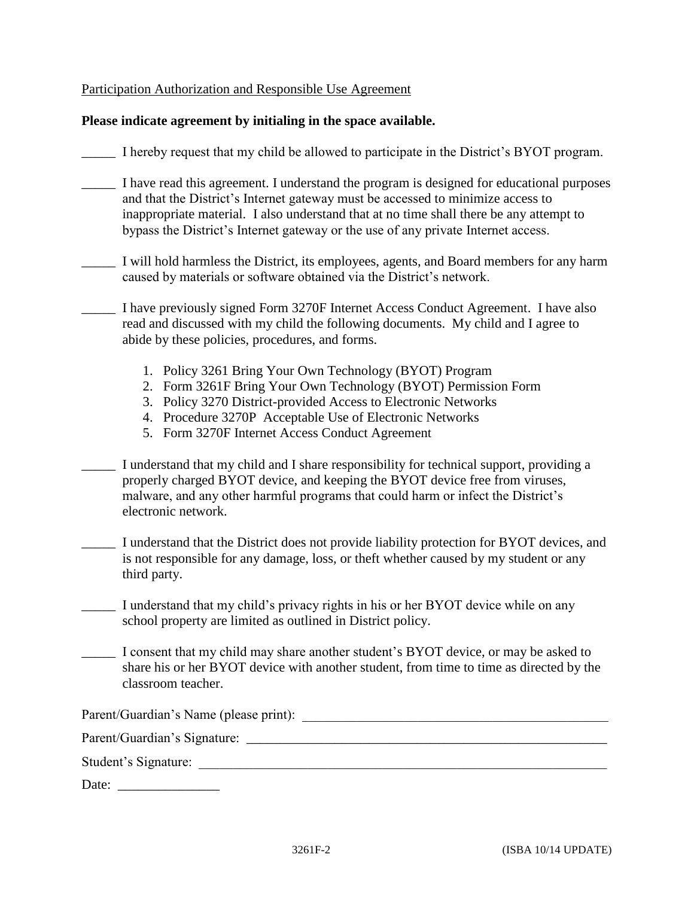Participation Authorization and Responsible Use Agreement

**Please indicate agreement by initialing in the space available.**

_____ I hereby request that my child be allowed to participate in the District's BYOT program.

_____ I have read this agreement. I understand the program is designed for educational purposes and that the District's Internet gateway must be accessed to minimize access to inappropriate material. I also understand that at no time shall there be any attempt to bypass the District's Internet gateway or the use of any private Internet access.

_____ I will hold harmless the District, its employees, agents, and Board members for any harm caused by materials or software obtained via the District's network.

_____ I have previously signed Form 3270F Internet Access Conduct Agreement. I have also read and discussed with my child the following documents. My child and I agree to abide by these policies, procedures, and forms.

1. Policy 3261 Bring Your Own Technology (BYOT) Program
2. Form 3261F Bring Your Own Technology (BYOT) Permission Form
3. Policy 3270 District-provided Access to Electronic Networks
4. Procedure 3270P Acceptable Use of Electronic Networks
5. Form 3270F Internet Access Conduct Agreement

_____ I understand that my child and I share responsibility for technical support, providing a properly charged BYOT device, and keeping the BYOT device free from viruses, malware, and any other harmful programs that could harm or infect the District's electronic network.

_____ I understand that the District does not provide liability protection for BYOT devices, and is not responsible for any damage, loss, or theft whether caused by my student or any third party.

_____ I understand that my child's privacy rights in his or her BYOT device while on any school property are limited as outlined in District policy.

_____ I consent that my child may share another student's BYOT device, or may be asked to share his or her BYOT device with another student, from time to time as directed by the classroom teacher.

Parent/Guardian's Name (please print): _______________________________________________

Parent/Guardian's Signature: _______________________________________________________

Student's Signature: _____________________________________________________________

Date: _______________

3261F-2 (ISBA 10/14 UPDATE)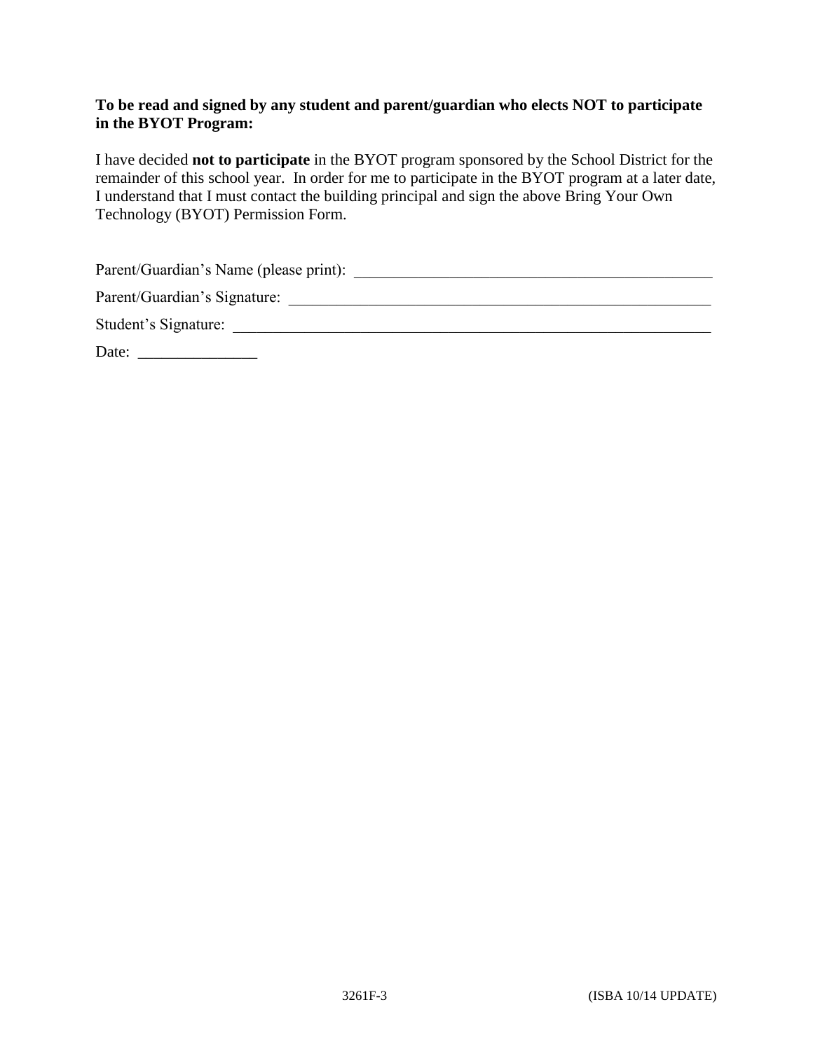**To be read and signed by any student and parent/guardian who elects NOT to participate in the BYOT Program:**

I have decided **not to participate** in the BYOT program sponsored by the School District for the remainder of this school year. In order for me to participate in the BYOT program at a later date, I understand that I must contact the building principal and sign the above Bring Your Own Technology (BYOT) Permission Form.

Parent/Guardian's Name (please print): ______________________________________________

Parent/Guardian's Signature: ______________________________________________________

Student's Signature: ___________________________________________________________

Date: _______________

3261F-3 (ISBA 10/14 UPDATE)